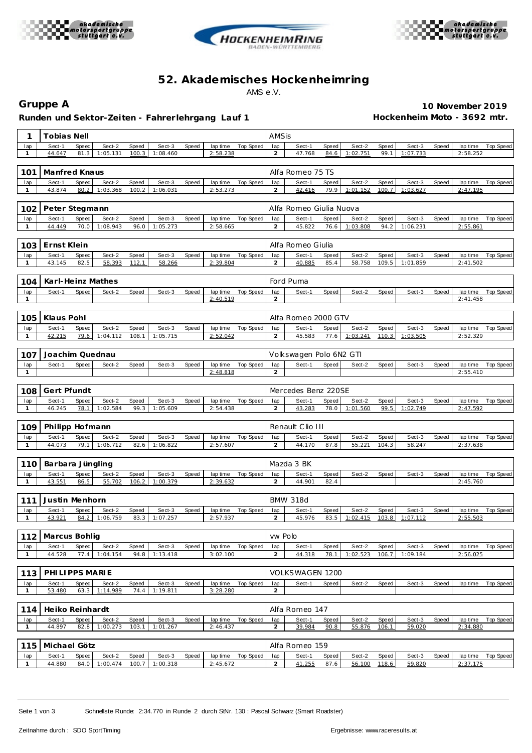# 52. Akademisches Hockenheimring

AMS e.V.

## Gruppe A

**Runden und Sektor-Zeiten - Fahrerlehrgang Lauf 1**

**10 November 2019**

**Hockenheim Moto - 3692 mtr.**

| 1 | Tobias Nell | | | | | | | | AMSis | | | | | | | | |
|---|---|---|---|---|---|---|---|---|---|---|---|---|---|---|---|---|---|
| lap | Sect-1 | Speed | Sect-2 | Speed | Sect-3 | Speed | lap time | Top Speed | lap | Sect-1 | Speed | Sect-2 | Speed | Sect-3 | Speed | lap time | Top Speed |
| 1 | 44.647 | 81.3 | 1:05.131 | 100.3 | 1:08.460 | | 2:58.238 | | 2 | 47.768 | 84.6 | 1:02.751 | 99.1 | 1:07.733 | | 2:58.252 | |

| 101 | Manfred Knaus | | | | | | | | Alfa Romeo 75 TS | | | | | | | | |
|---|---|---|---|---|---|---|---|---|---|---|---|---|---|---|---|---|---|
| lap | Sect-1 | Speed | Sect-2 | Speed | Sect-3 | Speed | lap time | Top Speed | lap | Sect-1 | Speed | Sect-2 | Speed | Sect-3 | Speed | lap time | Top Speed |
| 1 | 43.874 | 80.2 | 1:03.368 | 100.2 | 1:06.031 | | 2:53.273 | | 2 | 42.416 | 79.9 | 1:01.152 | 100.7 | 1:03.627 | | 2:47.195 | |

| 102 | Peter Stegmann | | | | | | | | Alfa Romeo Giulia Nuova | | | | | | | | |
|---|---|---|---|---|---|---|---|---|---|---|---|---|---|---|---|---|---|
| lap | Sect-1 | Speed | Sect-2 | Speed | Sect-3 | Speed | lap time | Top Speed | lap | Sect-1 | Speed | Sect-2 | Speed | Sect-3 | Speed | lap time | Top Speed |
| 1 | 44.449 | 70.0 | 1:08.943 | 96.0 | 1:05.273 | | 2:58.665 | | 2 | 45.822 | 76.6 | 1:03.808 | 94.2 | 1:06.231 | | 2:55.861 | |

| 103 | Ernst Klein | | | | | | | | Alfa Romeo Giulia | | | | | | | | |
|---|---|---|---|---|---|---|---|---|---|---|---|---|---|---|---|---|---|
| lap | Sect-1 | Speed | Sect-2 | Speed | Sect-3 | Speed | lap time | Top Speed | lap | Sect-1 | Speed | Sect-2 | Speed | Sect-3 | Speed | lap time | Top Speed |
| 1 | 43.145 | 82.5 | 58.393 | 112.1 | 58.266 | | 2:39.804 | | 2 | 40.885 | 85.4 | 58.758 | 109.5 | 1:01.859 | | 2:41.502 | |

| 104 | Karl-Heinz Mathes | | | | | | | | Ford Puma | | | | | | | | |
|---|---|---|---|---|---|---|---|---|---|---|---|---|---|---|---|---|---|
| lap | Sect-1 | Speed | Sect-2 | Speed | Sect-3 | Speed | lap time | Top Speed | lap | Sect-1 | Speed | Sect-2 | Speed | Sect-3 | Speed | lap time | Top Speed |
| 1 | | | | | | | 2:40.519 | | 2 | | | | | | | 2:41.458 | |

| 105 | Klaus Pohl | | | | | | | | Alfa Romeo 2000 GTV | | | | | | | | |
|---|---|---|---|---|---|---|---|---|---|---|---|---|---|---|---|---|---|
| lap | Sect-1 | Speed | Sect-2 | Speed | Sect-3 | Speed | lap time | Top Speed | lap | Sect-1 | Speed | Sect-2 | Speed | Sect-3 | Speed | lap time | Top Speed |
| 1 | 42.215 | 79.6 | 1:04.112 | 108.1 | 1:05.715 | | 2:52.042 | | 2 | 45.583 | 77.6 | 1:03.241 | 110.3 | 1:03.505 | | 2:52.329 | |

| 107 | Joachim Quednau | | | | | | | | Volkswagen Polo 6N2 GTI | | | | | | | | |
|---|---|---|---|---|---|---|---|---|---|---|---|---|---|---|---|---|---|
| lap | Sect-1 | Speed | Sect-2 | Speed | Sect-3 | Speed | lap time | Top Speed | lap | Sect-1 | Speed | Sect-2 | Speed | Sect-3 | Speed | lap time | Top Speed |
| 1 | | | | | | | 2:48.818 | | 2 | | | | | | | 2:55.410 | |

| 108 | Gert Pfundt | | | | | | | | Mercedes Benz 220SE | | | | | | | | |
|---|---|---|---|---|---|---|---|---|---|---|---|---|---|---|---|---|---|
| lap | Sect-1 | Speed | Sect-2 | Speed | Sect-3 | Speed | lap time | Top Speed | lap | Sect-1 | Speed | Sect-2 | Speed | Sect-3 | Speed | lap time | Top Speed |
| 1 | 46.245 | 78.1 | 1:02.584 | 99.3 | 1:05.609 | | 2:54.438 | | 2 | 43.283 | 78.0 | 1:01.560 | 99.5 | 1:02.749 | | 2:47.592 | |

| 109 | Philipp Hofmann | | | | | | | | Renault Clio III | | | | | | | | |
|---|---|---|---|---|---|---|---|---|---|---|---|---|---|---|---|---|---|
| lap | Sect-1 | Speed | Sect-2 | Speed | Sect-3 | Speed | lap time | Top Speed | lap | Sect-1 | Speed | Sect-2 | Speed | Sect-3 | Speed | lap time | Top Speed |
| 1 | 44.073 | 79.1 | 1:06.712 | 82.6 | 1:06.822 | | 2:57.607 | | 2 | 44.170 | 87.8 | 55.221 | 104.3 | 58.247 | | 2:37.638 | |

| 110 | Barbara Jüngling | | | | | | | | Mazda 3 BK | | | | | | | | |
|---|---|---|---|---|---|---|---|---|---|---|---|---|---|---|---|---|---|
| lap | Sect-1 | Speed | Sect-2 | Speed | Sect-3 | Speed | lap time | Top Speed | lap | Sect-1 | Speed | Sect-2 | Speed | Sect-3 | Speed | lap time | Top Speed |
| 1 | 43.551 | 86.5 | 55.702 | 106.2 | 1:00.379 | | 2:39.632 | | 2 | 44.901 | 82.4 | | | | | 2:45.760 | |

| 111 | Justin Menhorn | | | | | | | | BMW 318d | | | | | | | | |
|---|---|---|---|---|---|---|---|---|---|---|---|---|---|---|---|---|---|
| lap | Sect-1 | Speed | Sect-2 | Speed | Sect-3 | Speed | lap time | Top Speed | lap | Sect-1 | Speed | Sect-2 | Speed | Sect-3 | Speed | lap time | Top Speed |
| 1 | 43.921 | 84.2 | 1:06.759 | 83.3 | 1:07.257 | | 2:57.937 | | 2 | 45.976 | 83.5 | 1:02.415 | 103.8 | 1:07.112 | | 2:55.503 | |

| 112 | Marcus Bohlig | | | | | | | | vw Polo | | | | | | | | |
|---|---|---|---|---|---|---|---|---|---|---|---|---|---|---|---|---|---|
| lap | Sect-1 | Speed | Sect-2 | Speed | Sect-3 | Speed | lap time | Top Speed | lap | Sect-1 | Speed | Sect-2 | Speed | Sect-3 | Speed | lap time | Top Speed |
| 1 | 44.528 | 77.4 | 1:04.154 | 94.8 | 1:13.418 | | 3:02.100 | | 2 | 44.318 | 78.1 | 1:02.523 | 106.7 | 1:09.184 | | 2:56.025 | |

| 113 | PHILIPPS MARIE | | | | | | | | VOLKSWAGEN 1200 | | | | | | | | |
|---|---|---|---|---|---|---|---|---|---|---|---|---|---|---|---|---|---|
| lap | Sect-1 | Speed | Sect-2 | Speed | Sect-3 | Speed | lap time | Top Speed | lap | Sect-1 | Speed | Sect-2 | Speed | Sect-3 | Speed | lap time | Top Speed |
| 1 | 53.480 | 63.3 | 1:14.989 | 74.4 | 1:19.811 | | 3:28.280 | | 2 | | | | | | | | |

| 114 | Heiko Reinhardt | | | | | | | | Alfa Romeo 147 | | | | | | | | |
|---|---|---|---|---|---|---|---|---|---|---|---|---|---|---|---|---|---|
| lap | Sect-1 | Speed | Sect-2 | Speed | Sect-3 | Speed | lap time | Top Speed | lap | Sect-1 | Speed | Sect-2 | Speed | Sect-3 | Speed | lap time | Top Speed |
| 1 | 44.897 | 82.8 | 1:00.273 | 103.1 | 1:01.267 | | 2:46.437 | | 2 | 39.984 | 90.8 | 55.876 | 106.1 | 59.020 | | 2:34.880 | |

| 115 | Michael Götz | | | | | | | | Alfa Romeo 159 | | | | | | | | |
|---|---|---|---|---|---|---|---|---|---|---|---|---|---|---|---|---|---|
| lap | Sect-1 | Speed | Sect-2 | Speed | Sect-3 | Speed | lap time | Top Speed | lap | Sect-1 | Speed | Sect-2 | Speed | Sect-3 | Speed | lap time | Top Speed |
| 1 | 44.880 | 84.0 | 1:00.474 | 100.7 | 1:00.318 | | 2:45.672 | | 2 | 41.255 | 87.6 | 56.100 | 118.6 | 59.820 | | 2:37.175 | |

Schnellste Runde: 2:34.770 in Runde 2 durch StNr. 130 : Pascal Schwarz (Smart Roadster)

Zeitnahme durch : SDO SportTiming

Ergebnisse: www.raceresults.at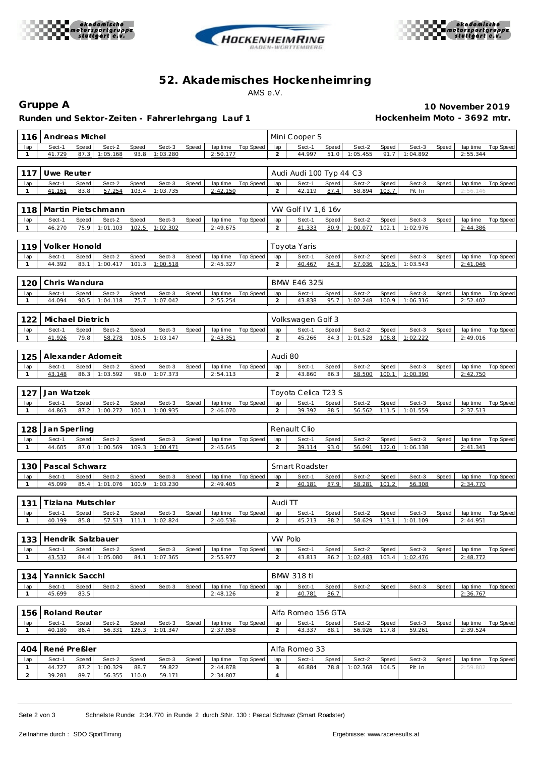# 52. Akademisches Hockenheimring

AMS e.V.

## Gruppe A

**Runden und Sektor-Zeiten - Fahrerlehrgang Lauf 1**

**10 November 2019**

**Hockenheim Moto - 3692 mtr.**

### 116 Andreas Michel — Mini Cooper S

| lap | Sect-1 | Speed | Sect-2 | Speed | Sect-3 | Speed | lap time | Top Speed |
|---|---|---|---|---|---|---|---|---|
| 1 | 41.729 | 87.3 | 1:05.168 | 93.8 | 1:03.280 | | 2:50.177 | |
| 2 | 44.997 | 51.0 | 1:05.455 | 91.7 | 1:04.892 | | 2:55.344 | |

### 117 Uwe Reuter — Audi Audi 100 Typ 44 C3

| lap | Sect-1 | Speed | Sect-2 | Speed | Sect-3 | Speed | lap time | Top Speed |
|---|---|---|---|---|---|---|---|---|
| 1 | 41.161 | 83.8 | 57.254 | 103.4 | 1:03.735 | | 2:42.150 | |
| 2 | 42.119 | 87.4 | 58.894 | 103.7 | Pit In | | 2:56.146 | |

### 118 Martin Pietschmann — VW Golf IV 1,6 16v

| lap | Sect-1 | Speed | Sect-2 | Speed | Sect-3 | Speed | lap time | Top Speed |
|---|---|---|---|---|---|---|---|---|
| 1 | 46.270 | 75.9 | 1:01.103 | 102.5 | 1:02.302 | | 2:49.675 | |
| 2 | 41.333 | 80.9 | 1:00.077 | 102.1 | 1:02.976 | | 2:44.386 | |

### 119 Volker Honold — Toyota Yaris

| lap | Sect-1 | Speed | Sect-2 | Speed | Sect-3 | Speed | lap time | Top Speed |
|---|---|---|---|---|---|---|---|---|
| 1 | 44.392 | 83.1 | 1:00.417 | 101.3 | 1:00.518 | | 2:45.327 | |
| 2 | 40.467 | 84.3 | 57.036 | 109.5 | 1:03.543 | | 2:41.046 | |

### 120 Chris Wandura — BMW E46 325i

| lap | Sect-1 | Speed | Sect-2 | Speed | Sect-3 | Speed | lap time | Top Speed |
|---|---|---|---|---|---|---|---|---|
| 1 | 44.094 | 90.5 | 1:04.118 | 75.7 | 1:07.042 | | 2:55.254 | |
| 2 | 43.838 | 95.7 | 1:02.248 | 100.9 | 1:06.316 | | 2:52.402 | |

### 122 Michael Dietrich — Volkswagen Golf 3

| lap | Sect-1 | Speed | Sect-2 | Speed | Sect-3 | Speed | lap time | Top Speed |
|---|---|---|---|---|---|---|---|---|
| 1 | 41.926 | 79.8 | 58.278 | 108.5 | 1:03.147 | | 2:43.351 | |
| 2 | 45.266 | 84.3 | 1:01.528 | 108.8 | 1:02.222 | | 2:49.016 | |

### 125 Alexander Adomeit — Audi 80

| lap | Sect-1 | Speed | Sect-2 | Speed | Sect-3 | Speed | lap time | Top Speed |
|---|---|---|---|---|---|---|---|---|
| 1 | 43.148 | 86.3 | 1:03.592 | 98.0 | 1:07.373 | | 2:54.113 | |
| 2 | 43.860 | 86.3 | 58.500 | 100.1 | 1:00.390 | | 2:42.750 | |

### 127 Jan Watzek — Toyota Celica T23 S

| lap | Sect-1 | Speed | Sect-2 | Speed | Sect-3 | Speed | lap time | Top Speed |
|---|---|---|---|---|---|---|---|---|
| 1 | 44.863 | 87.2 | 1:00.272 | 100.1 | 1:00.935 | | 2:46.070 | |
| 2 | 39.392 | 88.5 | 56.562 | 111.5 | 1:01.559 | | 2:37.513 | |

### 128 Jan Sperling — Renault Clio

| lap | Sect-1 | Speed | Sect-2 | Speed | Sect-3 | Speed | lap time | Top Speed |
|---|---|---|---|---|---|---|---|---|
| 1 | 44.605 | 87.0 | 1:00.569 | 109.3 | 1:00.471 | | 2:45.645 | |
| 2 | 39.114 | 93.0 | 56.091 | 122.0 | 1:06.138 | | 2:41.343 | |

### 130 Pascal Schwarz — Smart Roadster

| lap | Sect-1 | Speed | Sect-2 | Speed | Sect-3 | Speed | lap time | Top Speed |
|---|---|---|---|---|---|---|---|---|
| 1 | 45.099 | 85.4 | 1:01.076 | 100.9 | 1:03.230 | | 2:49.405 | |
| 2 | 40.181 | 87.9 | 58.281 | 101.2 | 56.308 | | 2:34.770 | |

### 131 Tiziana Mutschler — Audi TT

| lap | Sect-1 | Speed | Sect-2 | Speed | Sect-3 | Speed | lap time | Top Speed |
|---|---|---|---|---|---|---|---|---|
| 1 | 40.199 | 85.8 | 57.513 | 111.1 | 1:02.824 | | 2:40.536 | |
| 2 | 45.213 | 88.2 | 58.629 | 113.1 | 1:01.109 | | 2:44.951 | |

### 133 Hendrik Salzbauer — VW Polo

| lap | Sect-1 | Speed | Sect-2 | Speed | Sect-3 | Speed | lap time | Top Speed |
|---|---|---|---|---|---|---|---|---|
| 1 | 43.532 | 84.4 | 1:05.080 | 84.1 | 1:07.365 | | 2:55.977 | |
| 2 | 43.813 | 86.2 | 1:02.483 | 103.4 | 1:02.476 | | 2:48.772 | |

### 134 Yannick Sacchl — BMW 318 ti

| lap | Sect-1 | Speed | Sect-2 | Speed | Sect-3 | Speed | lap time | Top Speed |
|---|---|---|---|---|---|---|---|---|
| 1 | 45.699 | 83.5 | | | | | 2:48.126 | |
| 2 | 40.781 | 86.7 | | | | | 2:36.767 | |

### 156 Roland Reuter — Alfa Romeo 156 GTA

| lap | Sect-1 | Speed | Sect-2 | Speed | Sect-3 | Speed | lap time | Top Speed |
|---|---|---|---|---|---|---|---|---|
| 1 | 40.180 | 86.4 | 56.331 | 128.3 | 1:01.347 | | 2:37.858 | |
| 2 | 43.337 | 88.1 | 56.926 | 117.8 | 59.261 | | 2:39.524 | |

### 404 René Preßler — Alfa Romeo 33

| lap | Sect-1 | Speed | Sect-2 | Speed | Sect-3 | Speed | lap time | Top Speed |
|---|---|---|---|---|---|---|---|---|
| 1 | 44.727 | 87.2 | 1:00.329 | 88.7 | 59.822 | | 2:44.878 | |
| 2 | 39.281 | 89.7 | 56.355 | 110.0 | 59.171 | | 2:34.807 | |
| 3 | 46.884 | 78.8 | 1:02.368 | 104.5 | Pit In | | 2:59.802 | |
| 4 | | | | | | | | |

Schnellste Runde: 2:34.770 in Runde 2 durch StNr. 130 : Pascal Schwarz (Smart Roadster)

Zeitnahme durch : SDO SportTiming

Ergebnisse: www.raceresults.at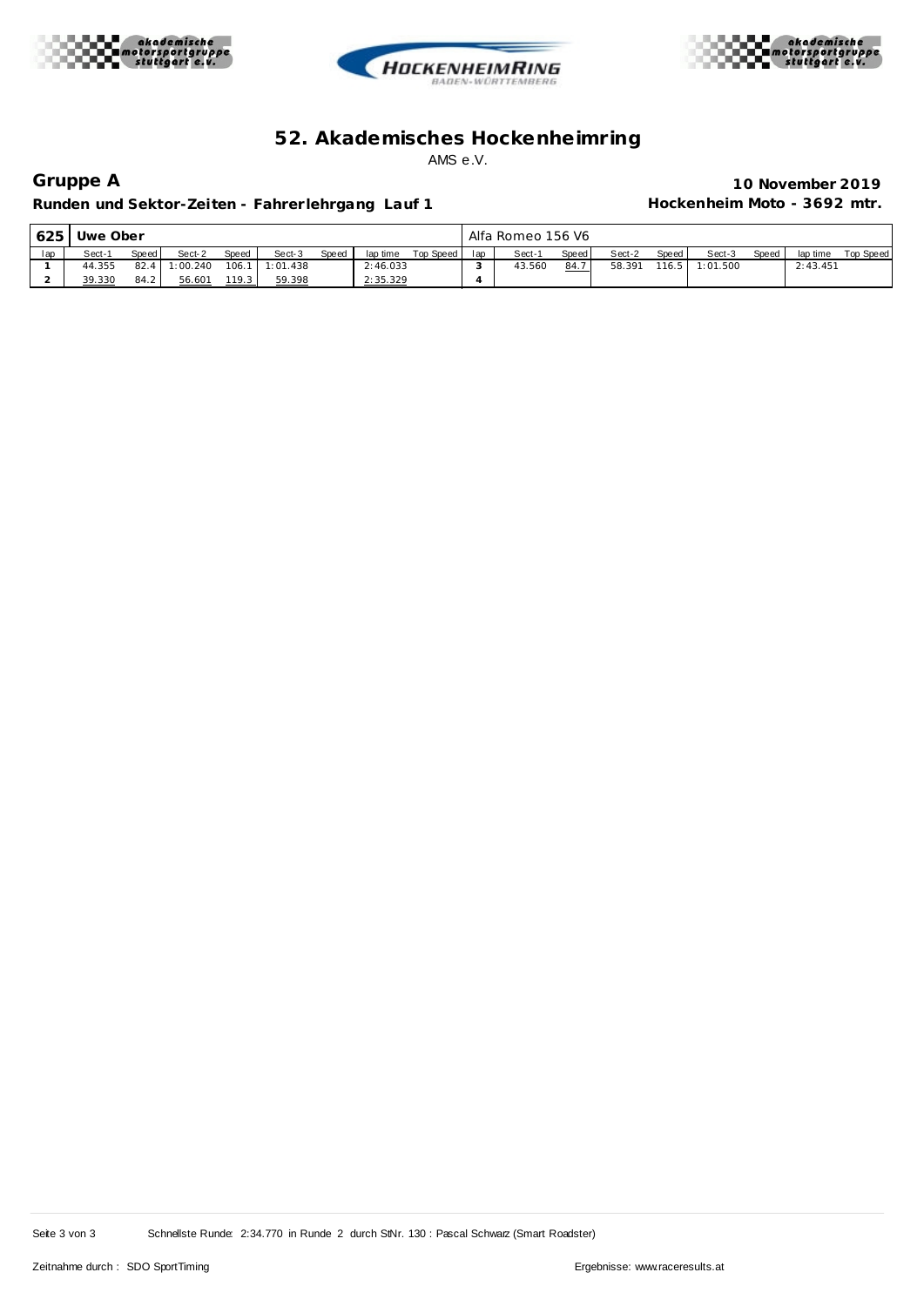# 52. Akademisches Hockenheimring

AMS e.V.

## Gruppe A

**Runden und Sektor-Zeiten - Fahrerlehrgang Lauf 1**

**10 November 2019**

**Hockenheim Moto - 3692 mtr.**

| 625 | Uwe Ober | | | | | | | | Alfa Romeo 156 V6 | | | | | | | | |
|---|---|---|---|---|---|---|---|---|---|---|---|---|---|---|---|---|---|
| lap | Sect-1 | Speed | Sect-2 | Speed | Sect-3 | Speed | lap time | Top Speed | lap | Sect-1 | Speed | Sect-2 | Speed | Sect-3 | Speed | lap time | Top Speed |
| 1 | 44.355 | 82.4 | 1:00.240 | 106.1 | 1:01.438 | | 2:46.033 | | 3 | 43.560 | 84.7 | 58.391 | 116.5 | 1:01.500 | | 2:43.451 | |
| 2 | 39.330 | 84.2 | 56.601 | 119.3 | 59.398 | | 2:35.329 | | 4 | | | | | | | | |

Schnellste Runde: 2:34.770 in Runde 2 durch StNr. 130 : Pascal Schwarz (Smart Roadster)

Zeitnahme durch : SDO SportTiming

Ergebnisse: www.raceresults.at